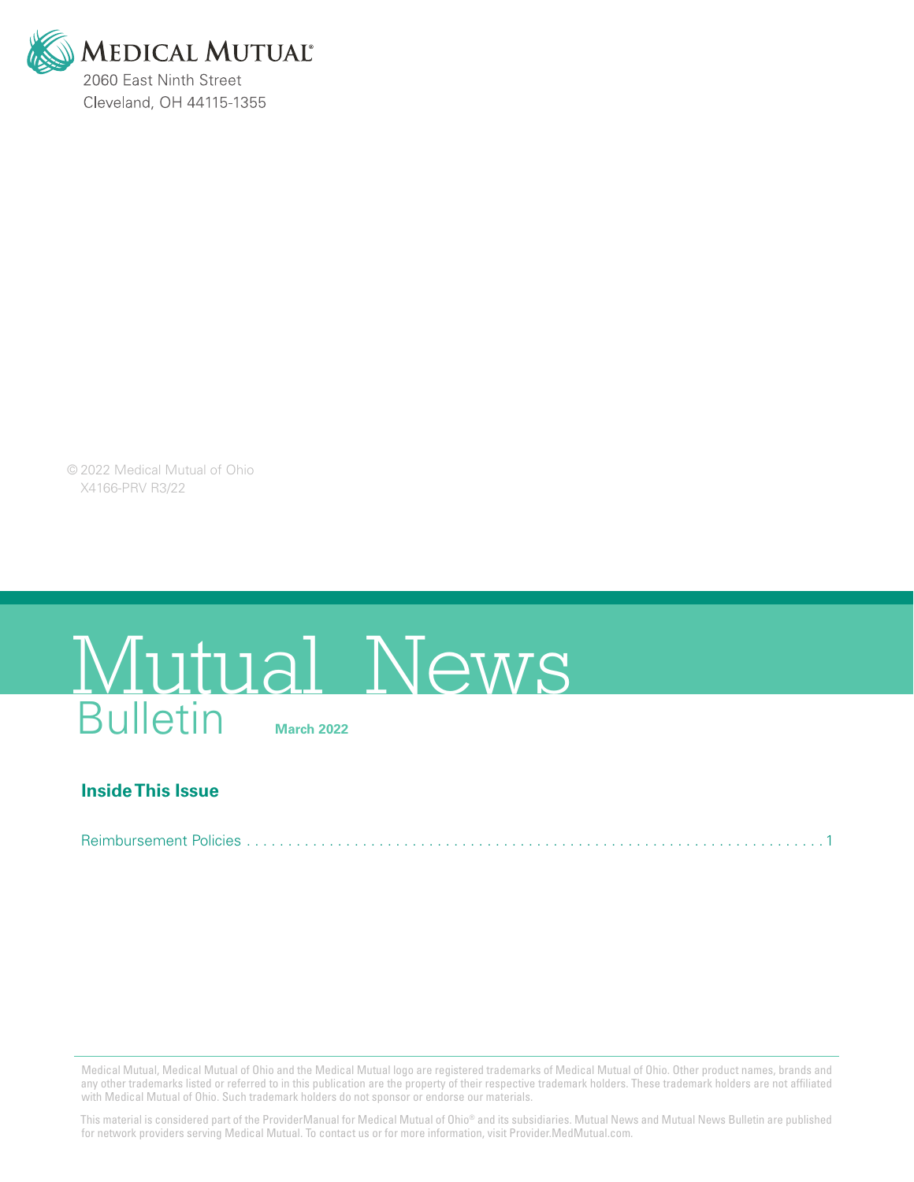**MEDICAL MUTUAL®**

2060 East Ninth Street
Cleveland, OH 44115-1355

© 2022 Medical Mutual of Ohio
X4166-PRV R3/22

# Mutual News Bulletin

**March 2022**

## Inside This Issue

Reimbursement Policies . . . . . . . . . . . . . . . . . . . . . . . . . . . . . . . . . . . . . . . . . . . . . . . . . . . . . . . . . . . . . . . . . . . . . . 1

Medical Mutual, Medical Mutual of Ohio and the Medical Mutual logo are registered trademarks of Medical Mutual of Ohio. Other product names, brands and any other trademarks listed or referred to in this publication are the property of their respective trademark holders. These trademark holders are not affiliated with Medical Mutual of Ohio. Such trademark holders do not sponsor or endorse our materials.

This material is considered part of the ProviderManual for Medical Mutual of Ohio® and its subsidiaries. Mutual News and Mutual News Bulletin are published for network providers serving Medical Mutual. To contact us or for more information, visit Provider.MedMutual.com.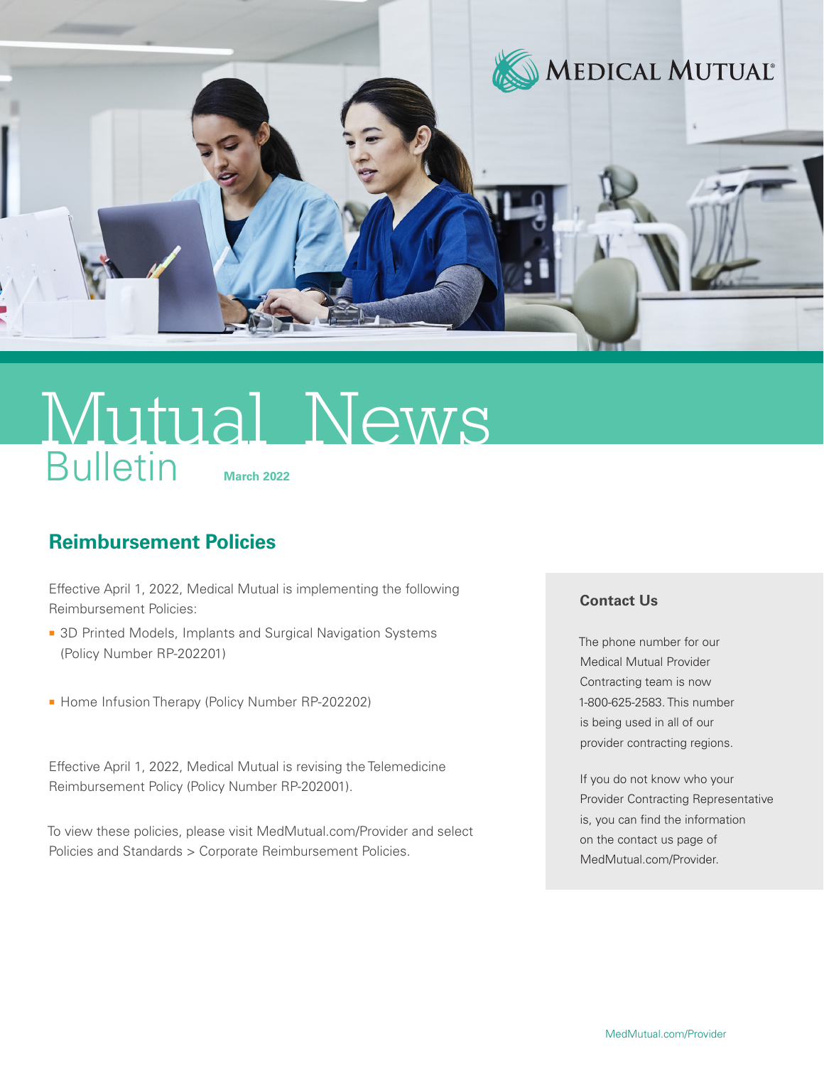MEDICAL MUTUAL

# Mutual News Bulletin

March 2022

## Reimbursement Policies

Effective April 1, 2022, Medical Mutual is implementing the following Reimbursement Policies:

- 3D Printed Models, Implants and Surgical Navigation Systems (Policy Number RP-202201)
- Home Infusion Therapy (Policy Number RP-202202)

Effective April 1, 2022, Medical Mutual is revising the Telemedicine Reimbursement Policy (Policy Number RP-202001).

To view these policies, please visit MedMutual.com/Provider and select Policies and Standards > Corporate Reimbursement Policies.

### Contact Us

The phone number for our Medical Mutual Provider Contracting team is now 1-800-625-2583. This number is being used in all of our provider contracting regions.

If you do not know who your Provider Contracting Representative is, you can find the information on the contact us page of MedMutual.com/Provider.